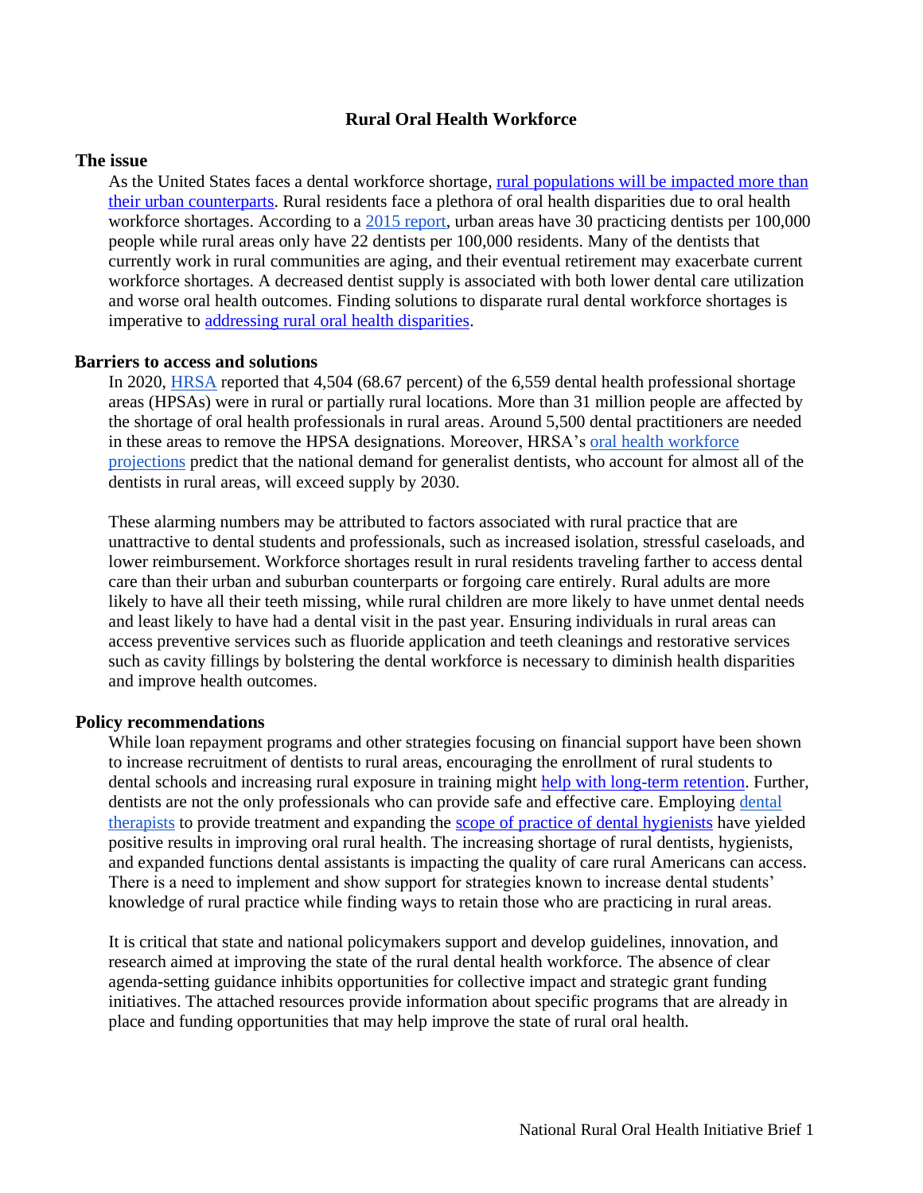# Rural Oral Health Workforce

## The issue

As the United States faces a dental workforce shortage, rural populations will be impacted more than their urban counterparts. Rural residents face a plethora of oral health disparities due to oral health workforce shortages. According to a 2015 report, urban areas have 30 practicing dentists per 100,000 people while rural areas only have 22 dentists per 100,000 residents. Many of the dentists that currently work in rural communities are aging, and their eventual retirement may exacerbate current workforce shortages. A decreased dentist supply is associated with both lower dental care utilization and worse oral health outcomes. Finding solutions to disparate rural dental workforce shortages is imperative to addressing rural oral health disparities.

## Barriers to access and solutions

In 2020, HRSA reported that 4,504 (68.67 percent) of the 6,559 dental health professional shortage areas (HPSAs) were in rural or partially rural locations. More than 31 million people are affected by the shortage of oral health professionals in rural areas. Around 5,500 dental practitioners are needed in these areas to remove the HPSA designations. Moreover, HRSA's oral health workforce projections predict that the national demand for generalist dentists, who account for almost all of the dentists in rural areas, will exceed supply by 2030.

These alarming numbers may be attributed to factors associated with rural practice that are unattractive to dental students and professionals, such as increased isolation, stressful caseloads, and lower reimbursement. Workforce shortages result in rural residents traveling farther to access dental care than their urban and suburban counterparts or forgoing care entirely. Rural adults are more likely to have all their teeth missing, while rural children are more likely to have unmet dental needs and least likely to have had a dental visit in the past year. Ensuring individuals in rural areas can access preventive services such as fluoride application and teeth cleanings and restorative services such as cavity fillings by bolstering the dental workforce is necessary to diminish health disparities and improve health outcomes.

## Policy recommendations

While loan repayment programs and other strategies focusing on financial support have been shown to increase recruitment of dentists to rural areas, encouraging the enrollment of rural students to dental schools and increasing rural exposure in training might help with long-term retention. Further, dentists are not the only professionals who can provide safe and effective care. Employing dental therapists to provide treatment and expanding the scope of practice of dental hygienists have yielded positive results in improving oral rural health. The increasing shortage of rural dentists, hygienists, and expanded functions dental assistants is impacting the quality of care rural Americans can access. There is a need to implement and show support for strategies known to increase dental students' knowledge of rural practice while finding ways to retain those who are practicing in rural areas.

It is critical that state and national policymakers support and develop guidelines, innovation, and research aimed at improving the state of the rural dental health workforce. The absence of clear agenda-setting guidance inhibits opportunities for collective impact and strategic grant funding initiatives. The attached resources provide information about specific programs that are already in place and funding opportunities that may help improve the state of rural oral health.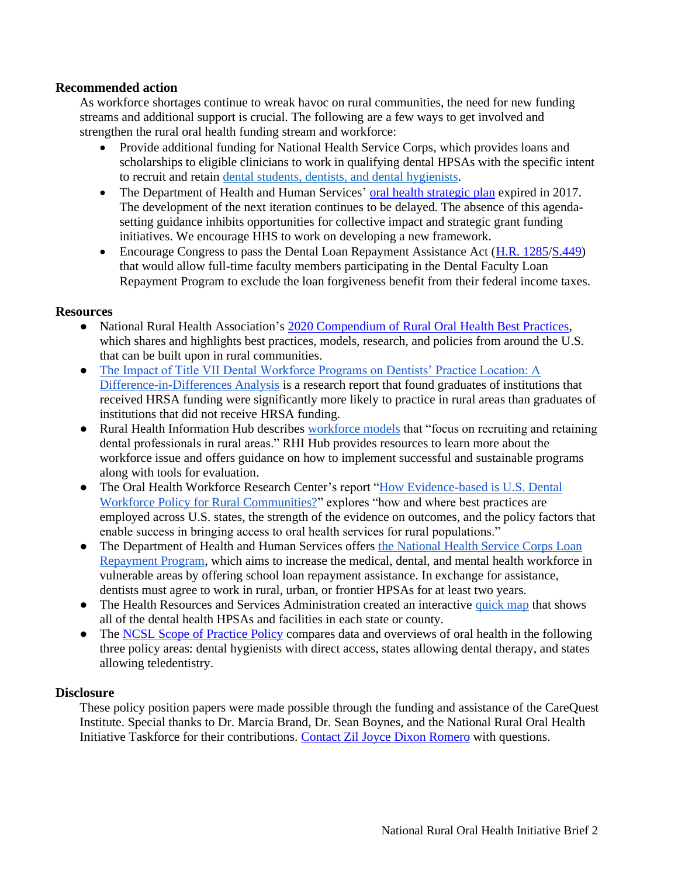**Recommended action**

As workforce shortages continue to wreak havoc on rural communities, the need for new funding streams and additional support is crucial. The following are a few ways to get involved and strengthen the rural oral health funding stream and workforce:

- Provide additional funding for National Health Service Corps, which provides loans and scholarships to eligible clinicians to work in qualifying dental HPSAs with the specific intent to recruit and retain dental students, dentists, and dental hygienists.
- The Department of Health and Human Services' oral health strategic plan expired in 2017. The development of the next iteration continues to be delayed. The absence of this agenda-setting guidance inhibits opportunities for collective impact and strategic grant funding initiatives. We encourage HHS to work on developing a new framework.
- Encourage Congress to pass the Dental Loan Repayment Assistance Act (H.R. 1285/S.449) that would allow full-time faculty members participating in the Dental Faculty Loan Repayment Program to exclude the loan forgiveness benefit from their federal income taxes.

**Resources**

- National Rural Health Association's 2020 Compendium of Rural Oral Health Best Practices, which shares and highlights best practices, models, research, and policies from around the U.S. that can be built upon in rural communities.
- The Impact of Title VII Dental Workforce Programs on Dentists' Practice Location: A Difference-in-Differences Analysis is a research report that found graduates of institutions that received HRSA funding were significantly more likely to practice in rural areas than graduates of institutions that did not receive HRSA funding.
- Rural Health Information Hub describes workforce models that "focus on recruiting and retaining dental professionals in rural areas." RHI Hub provides resources to learn more about the workforce issue and offers guidance on how to implement successful and sustainable programs along with tools for evaluation.
- The Oral Health Workforce Research Center's report "How Evidence-based is U.S. Dental Workforce Policy for Rural Communities?" explores "how and where best practices are employed across U.S. states, the strength of the evidence on outcomes, and the policy factors that enable success in bringing access to oral health services for rural populations."
- The Department of Health and Human Services offers the National Health Service Corps Loan Repayment Program, which aims to increase the medical, dental, and mental health workforce in vulnerable areas by offering school loan repayment assistance. In exchange for assistance, dentists must agree to work in rural, urban, or frontier HPSAs for at least two years.
- The Health Resources and Services Administration created an interactive quick map that shows all of the dental health HPSAs and facilities in each state or county.
- The NCSL Scope of Practice Policy compares data and overviews of oral health in the following three policy areas: dental hygienists with direct access, states allowing dental therapy, and states allowing teledentistry.

**Disclosure**

These policy position papers were made possible through the funding and assistance of the CareQuest Institute. Special thanks to Dr. Marcia Brand, Dr. Sean Boynes, and the National Rural Oral Health Initiative Taskforce for their contributions. Contact Zil Joyce Dixon Romero with questions.